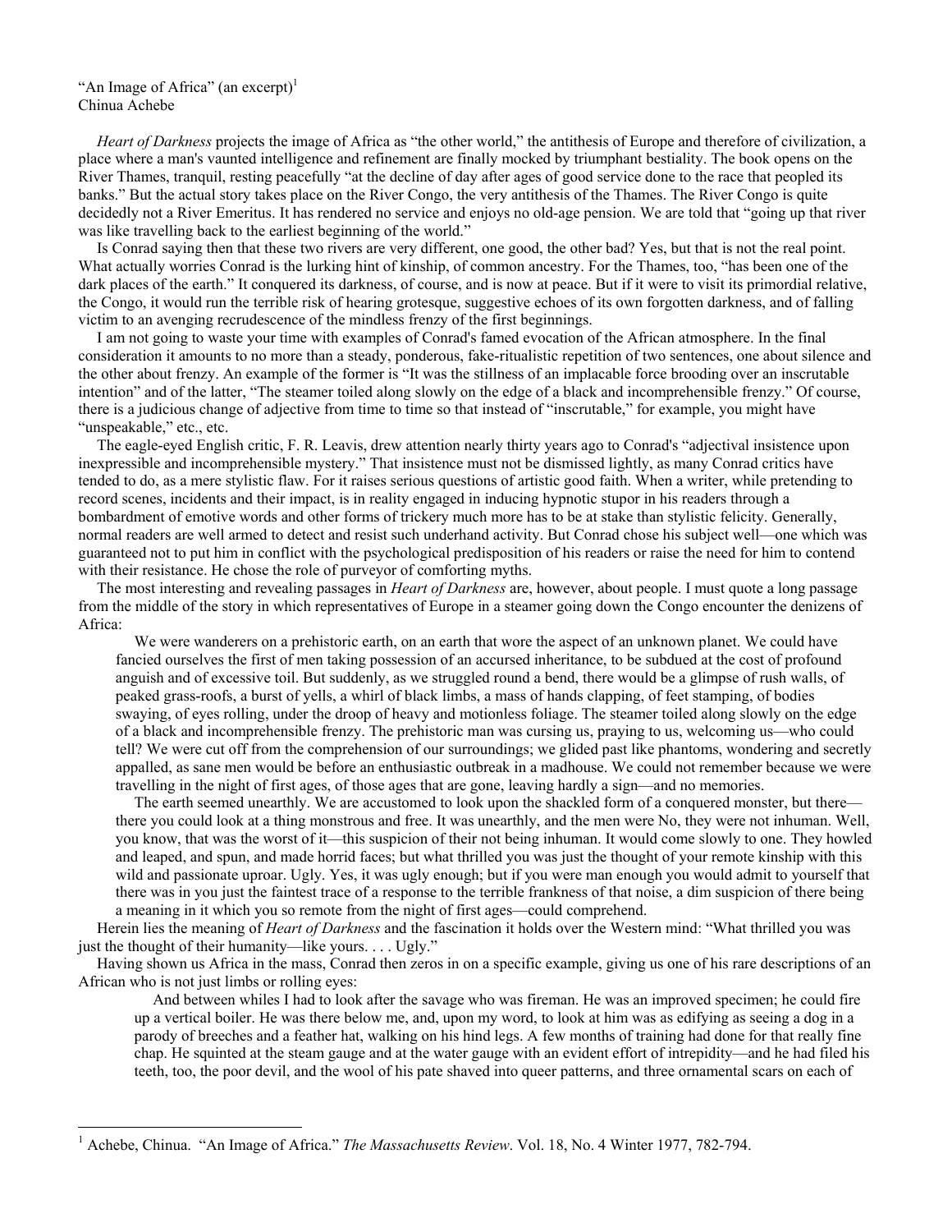"An Image of Africa" (an excerpt)[1]
Chinua Achebe

*Heart of Darkness* projects the image of Africa as "the other world," the antithesis of Europe and therefore of civilization, a place where a man's vaunted intelligence and refinement are finally mocked by triumphant bestiality. The book opens on the River Thames, tranquil, resting peacefully "at the decline of day after ages of good service done to the race that peopled its banks." But the actual story takes place on the River Congo, the very antithesis of the Thames. The River Congo is quite decidedly not a River Emeritus. It has rendered no service and enjoys no old-age pension. We are told that "going up that river was like travelling back to the earliest beginning of the world."

Is Conrad saying then that these two rivers are very different, one good, the other bad? Yes, but that is not the real point. What actually worries Conrad is the lurking hint of kinship, of common ancestry. For the Thames, too, "has been one of the dark places of the earth." It conquered its darkness, of course, and is now at peace. But if it were to visit its primordial relative, the Congo, it would run the terrible risk of hearing grotesque, suggestive echoes of its own forgotten darkness, and of falling victim to an avenging recrudescence of the mindless frenzy of the first beginnings.

I am not going to waste your time with examples of Conrad's famed evocation of the African atmosphere. In the final consideration it amounts to no more than a steady, ponderous, fake-ritualistic repetition of two sentences, one about silence and the other about frenzy. An example of the former is "It was the stillness of an implacable force brooding over an inscrutable intention" and of the latter, "The steamer toiled along slowly on the edge of a black and incomprehensible frenzy." Of course, there is a judicious change of adjective from time to time so that instead of "inscrutable," for example, you might have "unspeakable," etc., etc.

The eagle-eyed English critic, F. R. Leavis, drew attention nearly thirty years ago to Conrad's "adjectival insistence upon inexpressible and incomprehensible mystery." That insistence must not be dismissed lightly, as many Conrad critics have tended to do, as a mere stylistic flaw. For it raises serious questions of artistic good faith. When a writer, while pretending to record scenes, incidents and their impact, is in reality engaged in inducing hypnotic stupor in his readers through a bombardment of emotive words and other forms of trickery much more has to be at stake than stylistic felicity. Generally, normal readers are well armed to detect and resist such underhand activity. But Conrad chose his subject well—one which was guaranteed not to put him in conflict with the psychological predisposition of his readers or raise the need for him to contend with their resistance. He chose the role of purveyor of comforting myths.

The most interesting and revealing passages in *Heart of Darkness* are, however, about people. I must quote a long passage from the middle of the story in which representatives of Europe in a steamer going down the Congo encounter the denizens of Africa:

> We were wanderers on a prehistoric earth, on an earth that wore the aspect of an unknown planet. We could have fancied ourselves the first of men taking possession of an accursed inheritance, to be subdued at the cost of profound anguish and of excessive toil. But suddenly, as we struggled round a bend, there would be a glimpse of rush walls, of peaked grass-roofs, a burst of yells, a whirl of black limbs, a mass of hands clapping, of feet stamping, of bodies swaying, of eyes rolling, under the droop of heavy and motionless foliage. The steamer toiled along slowly on the edge of a black and incomprehensible frenzy. The prehistoric man was cursing us, praying to us, welcoming us—who could tell? We were cut off from the comprehension of our surroundings; we glided past like phantoms, wondering and secretly appalled, as sane men would be before an enthusiastic outbreak in a madhouse. We could not remember because we were travelling in the night of first ages, of those ages that are gone, leaving hardly a sign—and no memories.
>
> The earth seemed unearthly. We are accustomed to look upon the shackled form of a conquered monster, but there—there you could look at a thing monstrous and free. It was unearthly, and the men were No, they were not inhuman. Well, you know, that was the worst of it—this suspicion of their not being inhuman. It would come slowly to one. They howled and leaped, and spun, and made horrid faces; but what thrilled you was just the thought of your remote kinship with this wild and passionate uproar. Ugly. Yes, it was ugly enough; but if you were man enough you would admit to yourself that there was in you just the faintest trace of a response to the terrible frankness of that noise, a dim suspicion of there being a meaning in it which you so remote from the night of first ages—could comprehend.

Herein lies the meaning of *Heart of Darkness* and the fascination it holds over the Western mind: "What thrilled you was just the thought of their humanity—like yours. . . . Ugly."

Having shown us Africa in the mass, Conrad then zeros in on a specific example, giving us one of his rare descriptions of an African who is not just limbs or rolling eyes:

> And between whiles I had to look after the savage who was fireman. He was an improved specimen; he could fire up a vertical boiler. He was there below me, and, upon my word, to look at him was as edifying as seeing a dog in a parody of breeches and a feather hat, walking on his hind legs. A few months of training had done for that really fine chap. He squinted at the steam gauge and at the water gauge with an evident effort of intrepidity—and he had filed his teeth, too, the poor devil, and the wool of his pate shaved into queer patterns, and three ornamental scars on each of

[1] Achebe, Chinua. "An Image of Africa." *The Massachusetts Review*. Vol. 18, No. 4 Winter 1977, 782-794.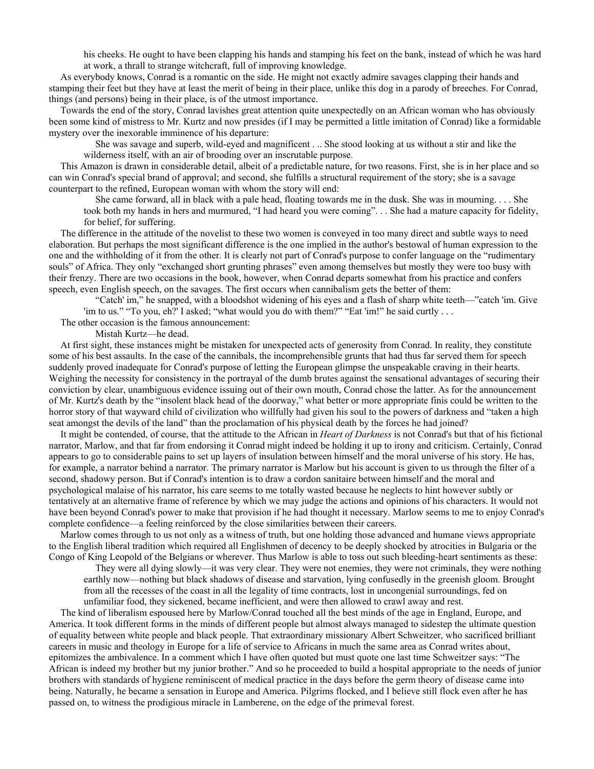his cheeks. He ought to have been clapping his hands and stamping his feet on the bank, instead of which he was hard at work, a thrall to strange witchcraft, full of improving knowledge.

As everybody knows, Conrad is a romantic on the side. He might not exactly admire savages clapping their hands and stamping their feet but they have at least the merit of being in their place, unlike this dog in a parody of breeches. For Conrad, things (and persons) being in their place, is of the utmost importance.

Towards the end of the story, Conrad lavishes great attention quite unexpectedly on an African woman who has obviously been some kind of mistress to Mr. Kurtz and now presides (if I may be permitted a little imitation of Conrad) like a formidable mystery over the inexorable imminence of his departure:

> She was savage and superb, wild-eyed and magnificent . .. She stood looking at us without a stir and like the wilderness itself, with an air of brooding over an inscrutable purpose.

This Amazon is drawn in considerable detail, albeit of a predictable nature, for two reasons. First, she is in her place and so can win Conrad's special brand of approval; and second, she fulfills a structural requirement of the story; she is a savage counterpart to the refined, European woman with whom the story will end:

> She came forward, all in black with a pale head, floating towards me in the dusk. She was in mourning. . . . She took both my hands in hers and murmured, "I had heard you were coming". . . She had a mature capacity for fidelity, for belief, for suffering.

The difference in the attitude of the novelist to these two women is conveyed in too many direct and subtle ways to need elaboration. But perhaps the most significant difference is the one implied in the author's bestowal of human expression to the one and the withholding of it from the other. It is clearly not part of Conrad's purpose to confer language on the "rudimentary souls" of Africa. They only "exchanged short grunting phrases" even among themselves but mostly they were too busy with their frenzy. There are two occasions in the book, however, when Conrad departs somewhat from his practice and confers speech, even English speech, on the savages. The first occurs when cannibalism gets the better of them:

> "Catch' im," he snapped, with a bloodshot widening of his eyes and a flash of sharp white teeth—"catch 'im. Give 'im to us." "To you, eh?' I asked; "what would you do with them?" "Eat 'im!" he said curtly . . .

The other occasion is the famous announcement:

> Mistah Kurtz—he dead.

At first sight, these instances might be mistaken for unexpected acts of generosity from Conrad. In reality, they constitute some of his best assaults. In the case of the cannibals, the incomprehensible grunts that had thus far served them for speech suddenly proved inadequate for Conrad's purpose of letting the European glimpse the unspeakable craving in their hearts. Weighing the necessity for consistency in the portrayal of the dumb brutes against the sensational advantages of securing their conviction by clear, unambiguous evidence issuing out of their own mouth, Conrad chose the latter. As for the announcement of Mr. Kurtz's death by the "insolent black head of the doorway," what better or more appropriate finis could be written to the horror story of that wayward child of civilization who willfully had given his soul to the powers of darkness and "taken a high seat amongst the devils of the land" than the proclamation of his physical death by the forces he had joined?

It might be contended, of course, that the attitude to the African in *Heart of Darkness* is not Conrad's but that of his fictional narrator, Marlow, and that far from endorsing it Conrad might indeed be holding it up to irony and criticism. Certainly, Conrad appears to go to considerable pains to set up layers of insulation between himself and the moral universe of his story. He has, for example, a narrator behind a narrator. The primary narrator is Marlow but his account is given to us through the filter of a second, shadowy person. But if Conrad's intention is to draw a cordon sanitaire between himself and the moral and psychological malaise of his narrator, his care seems to me totally wasted because he neglects to hint however subtly or tentatively at an alternative frame of reference by which we may judge the actions and opinions of his characters. It would not have been beyond Conrad's power to make that provision if he had thought it necessary. Marlow seems to me to enjoy Conrad's complete confidence—a feeling reinforced by the close similarities between their careers.

Marlow comes through to us not only as a witness of truth, but one holding those advanced and humane views appropriate to the English liberal tradition which required all Englishmen of decency to be deeply shocked by atrocities in Bulgaria or the Congo of King Leopold of the Belgians or wherever. Thus Marlow is able to toss out such bleeding-heart sentiments as these:

> They were all dying slowly—it was very clear. They were not enemies, they were not criminals, they were nothing earthly now—nothing but black shadows of disease and starvation, lying confusedly in the greenish gloom. Brought from all the recesses of the coast in all the legality of time contracts, lost in uncongenial surroundings, fed on unfamiliar food, they sickened, became inefficient, and were then allowed to crawl away and rest.

The kind of liberalism espoused here by Marlow/Conrad touched all the best minds of the age in England, Europe, and America. It took different forms in the minds of different people but almost always managed to sidestep the ultimate question of equality between white people and black people. That extraordinary missionary Albert Schweitzer, who sacrificed brilliant careers in music and theology in Europe for a life of service to Africans in much the same area as Conrad writes about, epitomizes the ambivalence. In a comment which I have often quoted but must quote one last time Schweitzer says: "The African is indeed my brother but my junior brother." And so he proceeded to build a hospital appropriate to the needs of junior brothers with standards of hygiene reminiscent of medical practice in the days before the germ theory of disease came into being. Naturally, he became a sensation in Europe and America. Pilgrims flocked, and I believe still flock even after he has passed on, to witness the prodigious miracle in Lamberene, on the edge of the primeval forest.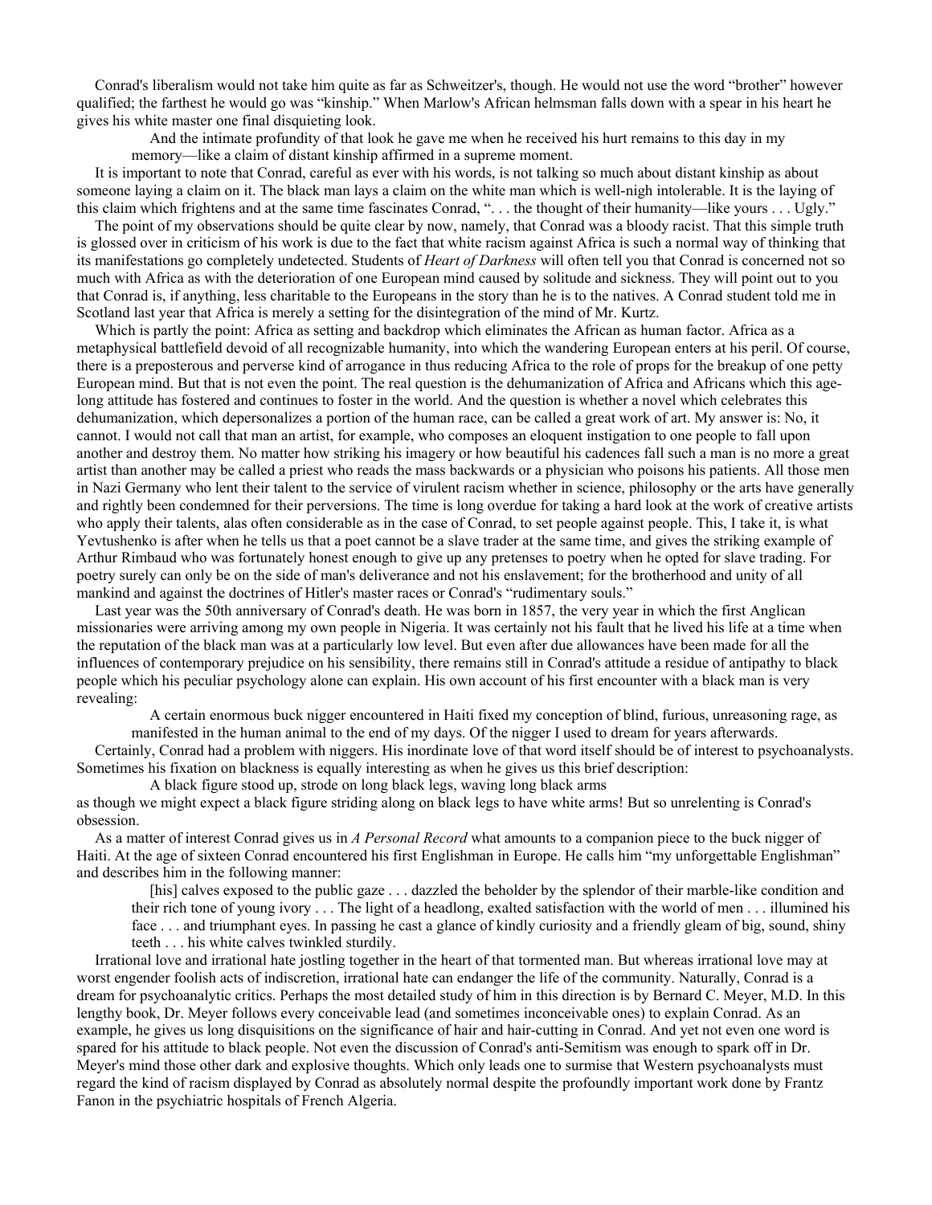Conrad's liberalism would not take him quite as far as Schweitzer's, though. He would not use the word "brother" however qualified; the farthest he would go was "kinship." When Marlow's African helmsman falls down with a spear in his heart he gives his white master one final disquieting look.

> And the intimate profundity of that look he gave me when he received his hurt remains to this day in my memory—like a claim of distant kinship affirmed in a supreme moment.

It is important to note that Conrad, careful as ever with his words, is not talking so much about distant kinship as about someone laying a claim on it. The black man lays a claim on the white man which is well-nigh intolerable. It is the laying of this claim which frightens and at the same time fascinates Conrad, ". . . the thought of their humanity—like yours . . . Ugly."

The point of my observations should be quite clear by now, namely, that Conrad was a bloody racist. That this simple truth is glossed over in criticism of his work is due to the fact that white racism against Africa is such a normal way of thinking that its manifestations go completely undetected. Students of *Heart of Darkness* will often tell you that Conrad is concerned not so much with Africa as with the deterioration of one European mind caused by solitude and sickness. They will point out to you that Conrad is, if anything, less charitable to the Europeans in the story than he is to the natives. A Conrad student told me in Scotland last year that Africa is merely a setting for the disintegration of the mind of Mr. Kurtz.

Which is partly the point: Africa as setting and backdrop which eliminates the African as human factor. Africa as a metaphysical battlefield devoid of all recognizable humanity, into which the wandering European enters at his peril. Of course, there is a preposterous and perverse kind of arrogance in thus reducing Africa to the role of props for the breakup of one petty European mind. But that is not even the point. The real question is the dehumanization of Africa and Africans which this age-long attitude has fostered and continues to foster in the world. And the question is whether a novel which celebrates this dehumanization, which depersonalizes a portion of the human race, can be called a great work of art. My answer is: No, it cannot. I would not call that man an artist, for example, who composes an eloquent instigation to one people to fall upon another and destroy them. No matter how striking his imagery or how beautiful his cadences fall such a man is no more a great artist than another may be called a priest who reads the mass backwards or a physician who poisons his patients. All those men in Nazi Germany who lent their talent to the service of virulent racism whether in science, philosophy or the arts have generally and rightly been condemned for their perversions. The time is long overdue for taking a hard look at the work of creative artists who apply their talents, alas often considerable as in the case of Conrad, to set people against people. This, I take it, is what Yevtushenko is after when he tells us that a poet cannot be a slave trader at the same time, and gives the striking example of Arthur Rimbaud who was fortunately honest enough to give up any pretenses to poetry when he opted for slave trading. For poetry surely can only be on the side of man's deliverance and not his enslavement; for the brotherhood and unity of all mankind and against the doctrines of Hitler's master races or Conrad's "rudimentary souls."

Last year was the 50th anniversary of Conrad's death. He was born in 1857, the very year in which the first Anglican missionaries were arriving among my own people in Nigeria. It was certainly not his fault that he lived his life at a time when the reputation of the black man was at a particularly low level. But even after due allowances have been made for all the influences of contemporary prejudice on his sensibility, there remains still in Conrad's attitude a residue of antipathy to black people which his peculiar psychology alone can explain. His own account of his first encounter with a black man is very revealing:

> A certain enormous buck nigger encountered in Haiti fixed my conception of blind, furious, unreasoning rage, as manifested in the human animal to the end of my days. Of the nigger I used to dream for years afterwards.

Certainly, Conrad had a problem with niggers. His inordinate love of that word itself should be of interest to psychoanalysts. Sometimes his fixation on blackness is equally interesting as when he gives us this brief description:

> A black figure stood up, strode on long black legs, waving long black arms

as though we might expect a black figure striding along on black legs to have white arms! But so unrelenting is Conrad's obsession.

As a matter of interest Conrad gives us in *A Personal Record* what amounts to a companion piece to the buck nigger of Haiti. At the age of sixteen Conrad encountered his first Englishman in Europe. He calls him "my unforgettable Englishman" and describes him in the following manner:

> [his] calves exposed to the public gaze . . . dazzled the beholder by the splendor of their marble-like condition and their rich tone of young ivory . . . The light of a headlong, exalted satisfaction with the world of men . . . illumined his face . . . and triumphant eyes. In passing he cast a glance of kindly curiosity and a friendly gleam of big, sound, shiny teeth . . . his white calves twinkled sturdily.

Irrational love and irrational hate jostling together in the heart of that tormented man. But whereas irrational love may at worst engender foolish acts of indiscretion, irrational hate can endanger the life of the community. Naturally, Conrad is a dream for psychoanalytic critics. Perhaps the most detailed study of him in this direction is by Bernard C. Meyer, M.D. In this lengthy book, Dr. Meyer follows every conceivable lead (and sometimes inconceivable ones) to explain Conrad. As an example, he gives us long disquisitions on the significance of hair and hair-cutting in Conrad. And yet not even one word is spared for his attitude to black people. Not even the discussion of Conrad's anti-Semitism was enough to spark off in Dr. Meyer's mind those other dark and explosive thoughts. Which only leads one to surmise that Western psychoanalysts must regard the kind of racism displayed by Conrad as absolutely normal despite the profoundly important work done by Frantz Fanon in the psychiatric hospitals of French Algeria.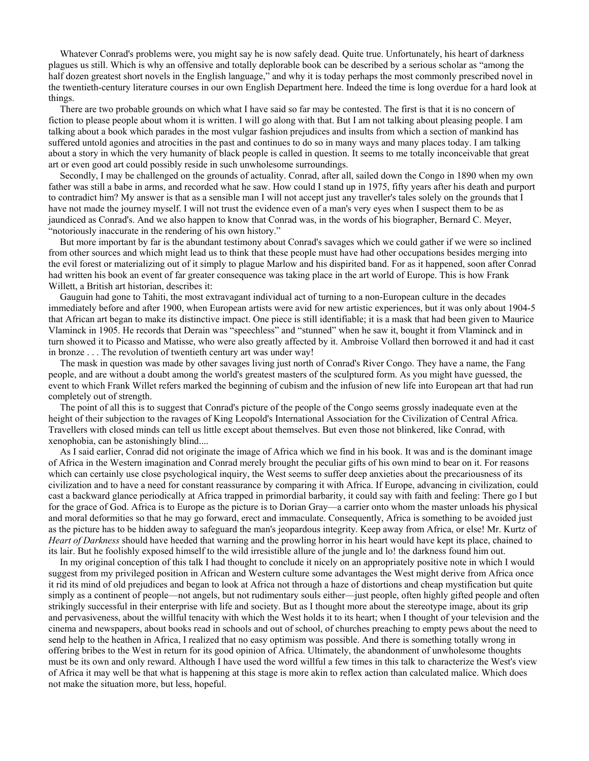Whatever Conrad's problems were, you might say he is now safely dead. Quite true. Unfortunately, his heart of darkness plagues us still. Which is why an offensive and totally deplorable book can be described by a serious scholar as "among the half dozen greatest short novels in the English language," and why it is today perhaps the most commonly prescribed novel in the twentieth-century literature courses in our own English Department here. Indeed the time is long overdue for a hard look at things.

There are two probable grounds on which what I have said so far may be contested. The first is that it is no concern of fiction to please people about whom it is written. I will go along with that. But I am not talking about pleasing people. I am talking about a book which parades in the most vulgar fashion prejudices and insults from which a section of mankind has suffered untold agonies and atrocities in the past and continues to do so in many ways and many places today. I am talking about a story in which the very humanity of black people is called in question. It seems to me totally inconceivable that great art or even good art could possibly reside in such unwholesome surroundings.

Secondly, I may be challenged on the grounds of actuality. Conrad, after all, sailed down the Congo in 1890 when my own father was still a babe in arms, and recorded what he saw. How could I stand up in 1975, fifty years after his death and purport to contradict him? My answer is that as a sensible man I will not accept just any traveller's tales solely on the grounds that I have not made the journey myself. I will not trust the evidence even of a man's very eyes when I suspect them to be as jaundiced as Conrad's. And we also happen to know that Conrad was, in the words of his biographer, Bernard C. Meyer, "notoriously inaccurate in the rendering of his own history."

But more important by far is the abundant testimony about Conrad's savages which we could gather if we were so inclined from other sources and which might lead us to think that these people must have had other occupations besides merging into the evil forest or materializing out of it simply to plague Marlow and his dispirited band. For as it happened, soon after Conrad had written his book an event of far greater consequence was taking place in the art world of Europe. This is how Frank Willett, a British art historian, describes it:

Gauguin had gone to Tahiti, the most extravagant individual act of turning to a non-European culture in the decades immediately before and after 1900, when European artists were avid for new artistic experiences, but it was only about 1904-5 that African art began to make its distinctive impact. One piece is still identifiable; it is a mask that had been given to Maurice Vlaminck in 1905. He records that Derain was "speechless" and "stunned" when he saw it, bought it from Vlaminck and in turn showed it to Picasso and Matisse, who were also greatly affected by it. Ambroise Vollard then borrowed it and had it cast in bronze . . . The revolution of twentieth century art was under way!

The mask in question was made by other savages living just north of Conrad's River Congo. They have a name, the Fang people, and are without a doubt among the world's greatest masters of the sculptured form. As you might have guessed, the event to which Frank Willet refers marked the beginning of cubism and the infusion of new life into European art that had run completely out of strength.

The point of all this is to suggest that Conrad's picture of the people of the Congo seems grossly inadequate even at the height of their subjection to the ravages of King Leopold's International Association for the Civilization of Central Africa. Travellers with closed minds can tell us little except about themselves. But even those not blinkered, like Conrad, with xenophobia, can be astonishingly blind....

As I said earlier, Conrad did not originate the image of Africa which we find in his book. It was and is the dominant image of Africa in the Western imagination and Conrad merely brought the peculiar gifts of his own mind to bear on it. For reasons which can certainly use close psychological inquiry, the West seems to suffer deep anxieties about the precariousness of its civilization and to have a need for constant reassurance by comparing it with Africa. If Europe, advancing in civilization, could cast a backward glance periodically at Africa trapped in primordial barbarity, it could say with faith and feeling: There go I but for the grace of God. Africa is to Europe as the picture is to Dorian Gray—a carrier onto whom the master unloads his physical and moral deformities so that he may go forward, erect and immaculate. Consequently, Africa is something to be avoided just as the picture has to be hidden away to safeguard the man's jeopardous integrity. Keep away from Africa, or else! Mr. Kurtz of *Heart of Darkness* should have heeded that warning and the prowling horror in his heart would have kept its place, chained to its lair. But he foolishly exposed himself to the wild irresistible allure of the jungle and lo! the darkness found him out.

In my original conception of this talk I had thought to conclude it nicely on an appropriately positive note in which I would suggest from my privileged position in African and Western culture some advantages the West might derive from Africa once it rid its mind of old prejudices and began to look at Africa not through a haze of distortions and cheap mystification but quite simply as a continent of people—not angels, but not rudimentary souls either—just people, often highly gifted people and often strikingly successful in their enterprise with life and society. But as I thought more about the stereotype image, about its grip and pervasiveness, about the willful tenacity with which the West holds it to its heart; when I thought of your television and the cinema and newspapers, about books read in schools and out of school, of churches preaching to empty pews about the need to send help to the heathen in Africa, I realized that no easy optimism was possible. And there is something totally wrong in offering bribes to the West in return for its good opinion of Africa. Ultimately, the abandonment of unwholesome thoughts must be its own and only reward. Although I have used the word willful a few times in this talk to characterize the West's view of Africa it may well be that what is happening at this stage is more akin to reflex action than calculated malice. Which does not make the situation more, but less, hopeful.